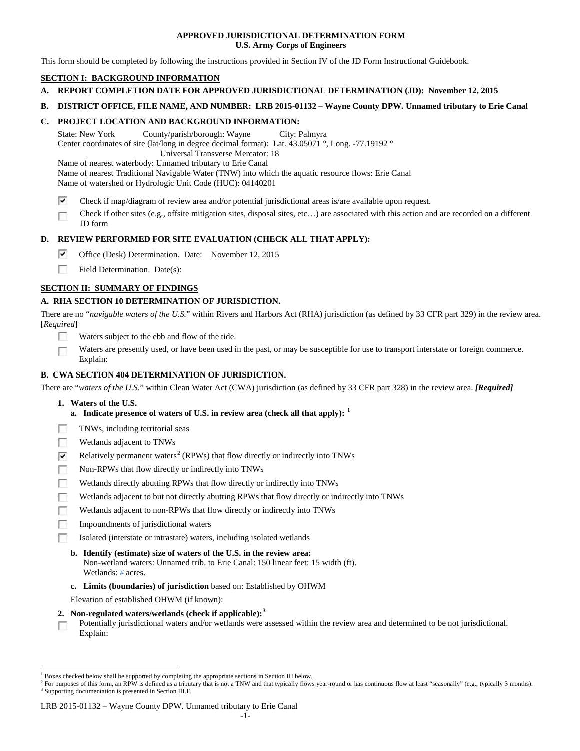**APPROVED JURISDICTIONAL DETERMINATION FORM**
**U.S. Army Corps of Engineers**

This form should be completed by following the instructions provided in Section IV of the JD Form Instructional Guidebook.

## SECTION I: BACKGROUND INFORMATION

**A. REPORT COMPLETION DATE FOR APPROVED JURISDICTIONAL DETERMINATION (JD): November 12, 2015**

**B. DISTRICT OFFICE, FILE NAME, AND NUMBER: LRB 2015-01132 – Wayne County DPW. Unnamed tributary to Erie Canal**

**C. PROJECT LOCATION AND BACKGROUND INFORMATION:**

State: New York County/parish/borough: Wayne City: Palmyra
Center coordinates of site (lat/long in degree decimal format): Lat. 43.05071 °, Long. -77.19192 °
Universal Transverse Mercator: 18
Name of nearest waterbody: Unnamed tributary to Erie Canal
Name of nearest Traditional Navigable Water (TNW) into which the aquatic resource flows: Erie Canal
Name of watershed or Hydrologic Unit Code (HUC): 04140201

- ☑ Check if map/diagram of review area and/or potential jurisdictional areas is/are available upon request.
- ☐ Check if other sites (e.g., offsite mitigation sites, disposal sites, etc…) are associated with this action and are recorded on a different JD form

**D. REVIEW PERFORMED FOR SITE EVALUATION (CHECK ALL THAT APPLY):**

- ☑ Office (Desk) Determination. Date: November 12, 2015
- ☐ Field Determination. Date(s):

## SECTION II: SUMMARY OF FINDINGS

**A. RHA SECTION 10 DETERMINATION OF JURISDICTION.**

There are no "*navigable waters of the U.S.*" within Rivers and Harbors Act (RHA) jurisdiction (as defined by 33 CFR part 329) in the review area. [*Required*]

- ☐ Waters subject to the ebb and flow of the tide.
- ☐ Waters are presently used, or have been used in the past, or may be susceptible for use to transport interstate or foreign commerce. Explain:

**B. CWA SECTION 404 DETERMINATION OF JURISDICTION.**

There are "*waters of the U.S.*" within Clean Water Act (CWA) jurisdiction (as defined by 33 CFR part 328) in the review area. ***[Required]***

**1. Waters of the U.S.**

**a. Indicate presence of waters of U.S. in review area (check all that apply):** [1]

- ☐ TNWs, including territorial seas
- ☐ Wetlands adjacent to TNWs
- ☑ Relatively permanent waters[2] (RPWs) that flow directly or indirectly into TNWs
- ☐ Non-RPWs that flow directly or indirectly into TNWs
- ☐ Wetlands directly abutting RPWs that flow directly or indirectly into TNWs
- ☐ Wetlands adjacent to but not directly abutting RPWs that flow directly or indirectly into TNWs
- ☐ Wetlands adjacent to non-RPWs that flow directly or indirectly into TNWs
- ☐ Impoundments of jurisdictional waters
- ☐ Isolated (interstate or intrastate) waters, including isolated wetlands

**b. Identify (estimate) size of waters of the U.S. in the review area:**
Non-wetland waters: Unnamed trib. to Erie Canal: 150 linear feet: 15 width (ft).
Wetlands: # acres.

**c. Limits (boundaries) of jurisdiction** based on: Established by OHWM

Elevation of established OHWM (if known):

**2. Non-regulated waters/wetlands (check if applicable):**[3]

- ☐ Potentially jurisdictional waters and/or wetlands were assessed within the review area and determined to be not jurisdictional. Explain:

---

[1] Boxes checked below shall be supported by completing the appropriate sections in Section III below.
[2] For purposes of this form, an RPW is defined as a tributary that is not a TNW and that typically flows year-round or has continuous flow at least "seasonally" (e.g., typically 3 months).
[3] Supporting documentation is presented in Section III.F.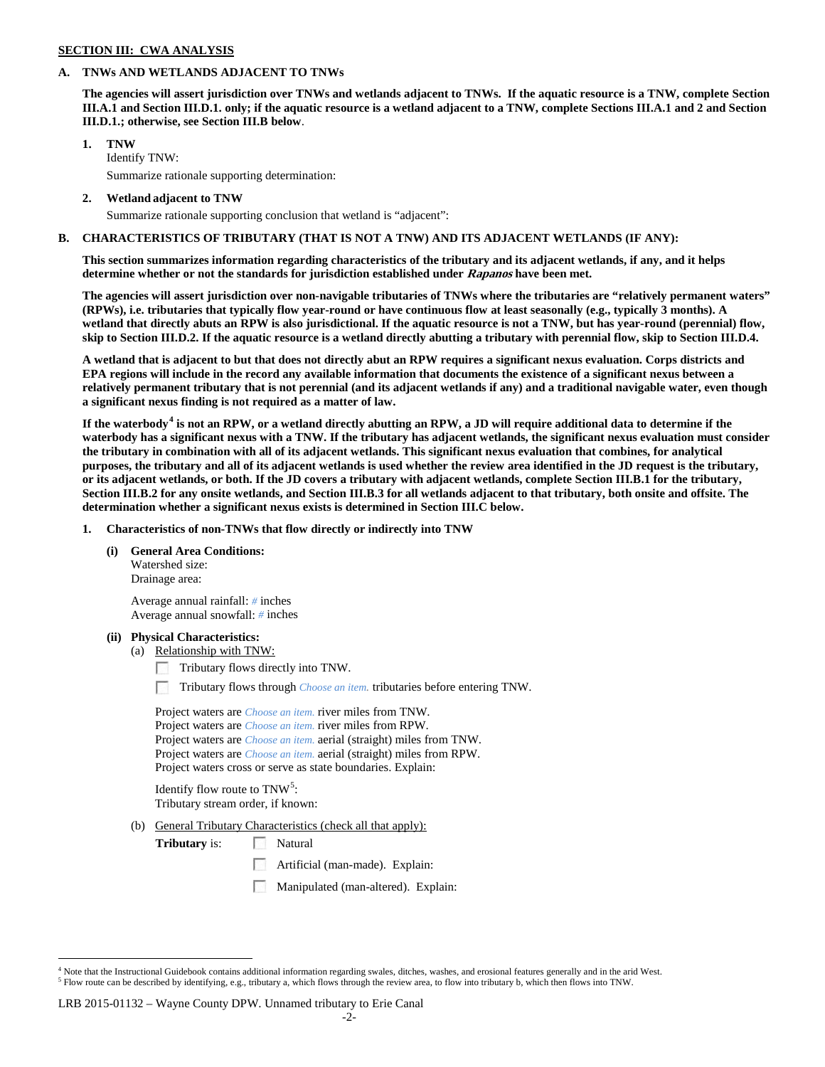**SECTION III: CWA ANALYSIS**

**A. TNWs AND WETLANDS ADJACENT TO TNWs**

**The agencies will assert jurisdiction over TNWs and wetlands adjacent to TNWs. If the aquatic resource is a TNW, complete Section III.A.1 and Section III.D.1. only; if the aquatic resource is a wetland adjacent to a TNW, complete Sections III.A.1 and 2 and Section III.D.1.; otherwise, see Section III.B below**.

1. **TNW**
   Identify TNW:
   Summarize rationale supporting determination:

2. **Wetland adjacent to TNW**
   Summarize rationale supporting conclusion that wetland is "adjacent":

**B. CHARACTERISTICS OF TRIBUTARY (THAT IS NOT A TNW) AND ITS ADJACENT WETLANDS (IF ANY):**

**This section summarizes information regarding characteristics of the tributary and its adjacent wetlands, if any, and it helps determine whether or not the standards for jurisdiction established under *Rapanos* have been met.**

**The agencies will assert jurisdiction over non-navigable tributaries of TNWs where the tributaries are "relatively permanent waters" (RPWs), i.e. tributaries that typically flow year-round or have continuous flow at least seasonally (e.g., typically 3 months). A wetland that directly abuts an RPW is also jurisdictional. If the aquatic resource is not a TNW, but has year-round (perennial) flow, skip to Section III.D.2. If the aquatic resource is a wetland directly abutting a tributary with perennial flow, skip to Section III.D.4.**

**A wetland that is adjacent to but that does not directly abut an RPW requires a significant nexus evaluation. Corps districts and EPA regions will include in the record any available information that documents the existence of a significant nexus between a relatively permanent tributary that is not perennial (and its adjacent wetlands if any) and a traditional navigable water, even though a significant nexus finding is not required as a matter of law.**

**If the waterbody[4] is not an RPW, or a wetland directly abutting an RPW, a JD will require additional data to determine if the waterbody has a significant nexus with a TNW. If the tributary has adjacent wetlands, the significant nexus evaluation must consider the tributary in combination with all of its adjacent wetlands. This significant nexus evaluation that combines, for analytical purposes, the tributary and all of its adjacent wetlands is used whether the review area identified in the JD request is the tributary, or its adjacent wetlands, or both. If the JD covers a tributary with adjacent wetlands, complete Section III.B.1 for the tributary, Section III.B.2 for any onsite wetlands, and Section III.B.3 for all wetlands adjacent to that tributary, both onsite and offsite. The determination whether a significant nexus exists is determined in Section III.C below.**

1. **Characteristics of non-TNWs that flow directly or indirectly into TNW**

   **(i) General Area Conditions:**
   Watershed size:
   Drainage area:

   Average annual rainfall: *#* inches
   Average annual snowfall: *#* inches

   **(ii) Physical Characteristics:**
   (a) Relationship with TNW:

   ☐ Tributary flows directly into TNW.

   ☐ Tributary flows through *Choose an item.* tributaries before entering TNW.

   Project waters are *Choose an item.* river miles from TNW.
   Project waters are *Choose an item.* river miles from RPW.
   Project waters are *Choose an item.* aerial (straight) miles from TNW.
   Project waters are *Choose an item.* aerial (straight) miles from RPW.
   Project waters cross or serve as state boundaries. Explain:

   Identify flow route to TNW[5]:
   Tributary stream order, if known:

   (b) General Tributary Characteristics (check all that apply):

   **Tributary** is: ☐ Natural

   ☐ Artificial (man-made). Explain:

   ☐ Manipulated (man-altered). Explain:

---

[4] Note that the Instructional Guidebook contains additional information regarding swales, ditches, washes, and erosional features generally and in the arid West.
[5] Flow route can be described by identifying, e.g., tributary a, which flows through the review area, to flow into tributary b, which then flows into TNW.

LRB 2015-01132 – Wayne County DPW. Unnamed tributary to Erie Canal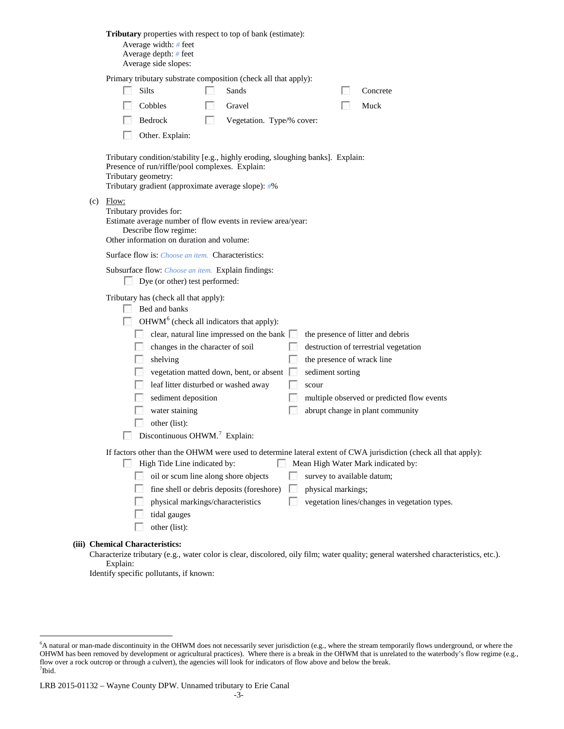**Tributary** properties with respect to top of bank (estimate):
Average width: # feet
Average depth: # feet
Average side slopes:

Primary tributary substrate composition (check all that apply):

- ☐ Silts
- ☐ Sands
- ☐ Concrete
- ☐ Cobbles
- ☐ Gravel
- ☐ Muck
- ☐ Bedrock
- ☐ Vegetation. Type/% cover:
- ☐ Other. Explain:

Tributary condition/stability [e.g., highly eroding, sloughing banks]. Explain:
Presence of run/riffle/pool complexes. Explain:
Tributary geometry:
Tributary gradient (approximate average slope): #%

(c) Flow:
Tributary provides for:
Estimate average number of flow events in review area/year:
Describe flow regime:
Other information on duration and volume:

Surface flow is: *Choose an item.* Characteristics:

Subsurface flow: *Choose an item.* Explain findings:
- ☐ Dye (or other) test performed:

Tributary has (check all that apply):
- ☐ Bed and banks
- ☐ OHWM[6] (check all indicators that apply):
  - ☐ clear, natural line impressed on the bank
  - ☐ the presence of litter and debris
  - ☐ changes in the character of soil
  - ☐ destruction of terrestrial vegetation
  - ☐ shelving
  - ☐ the presence of wrack line
  - ☐ vegetation matted down, bent, or absent
  - ☐ sediment sorting
  - ☐ leaf litter disturbed or washed away
  - ☐ scour
  - ☐ sediment deposition
  - ☐ multiple observed or predicted flow events
  - ☐ water staining
  - ☐ abrupt change in plant community
  - ☐ other (list):
- ☐ Discontinuous OHWM.[7] Explain:

If factors other than the OHWM were used to determine lateral extent of CWA jurisdiction (check all that apply):
- ☐ High Tide Line indicated by:
  - ☐ oil or scum line along shore objects
  - ☐ fine shell or debris deposits (foreshore)
  - ☐ physical markings/characteristics
  - ☐ tidal gauges
  - ☐ other (list):
- ☐ Mean High Water Mark indicated by:
  - ☐ survey to available datum;
  - ☐ physical markings;
  - ☐ vegetation lines/changes in vegetation types.

**(iii) Chemical Characteristics:**
Characterize tributary (e.g., water color is clear, discolored, oily film; water quality; general watershed characteristics, etc.).
Explain:
Identify specific pollutants, if known:

---

[6]A natural or man-made discontinuity in the OHWM does not necessarily sever jurisdiction (e.g., where the stream temporarily flows underground, or where the OHWM has been removed by development or agricultural practices). Where there is a break in the OHWM that is unrelated to the waterbody's flow regime (e.g., flow over a rock outcrop or through a culvert), the agencies will look for indicators of flow above and below the break.
[7]Ibid.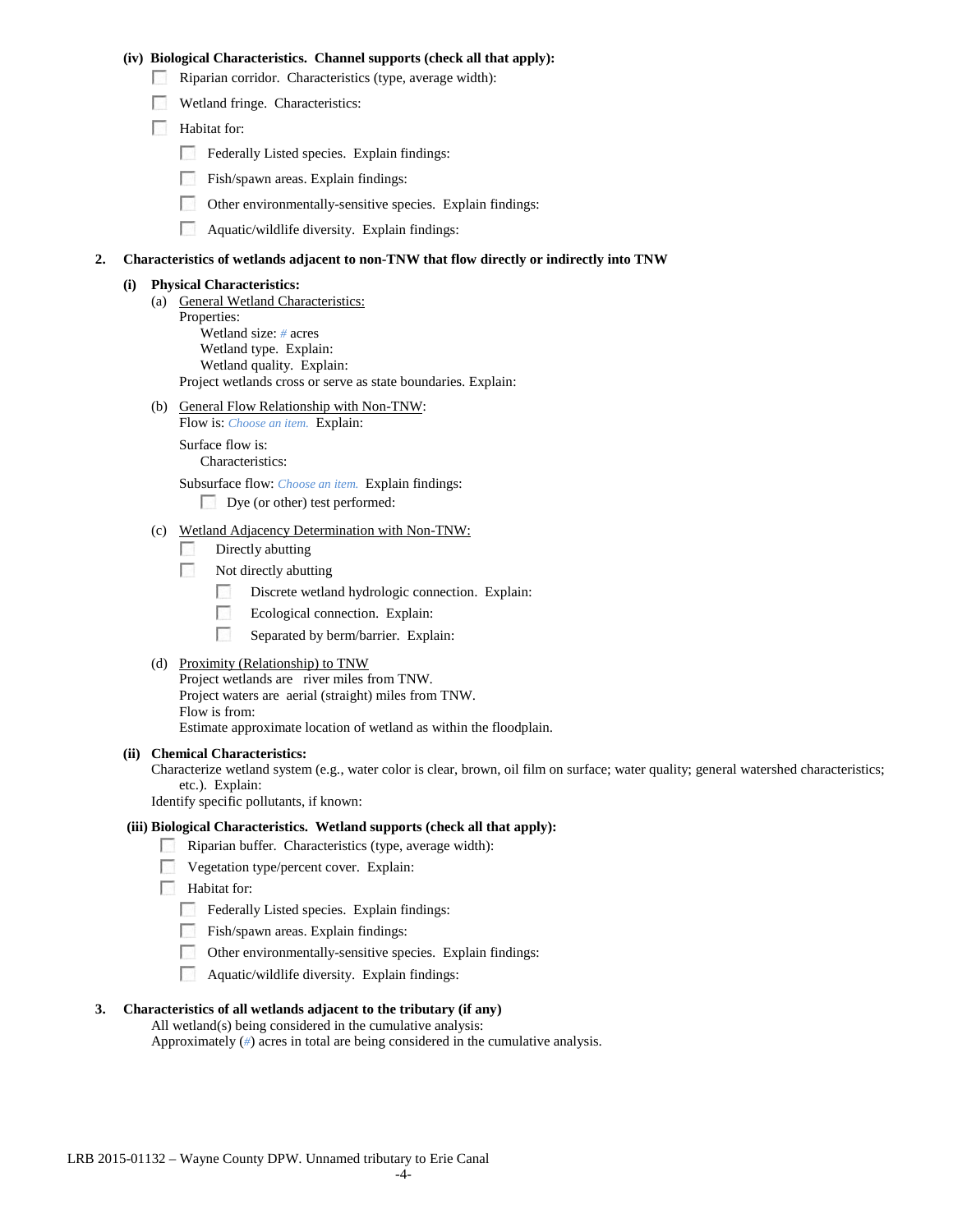**(iv) Biological Characteristics. Channel supports (check all that apply):**

- ☐ Riparian corridor. Characteristics (type, average width):
- ☐ Wetland fringe. Characteristics:
- ☐ Habitat for:
  - ☐ Federally Listed species. Explain findings:
  - ☐ Fish/spawn areas. Explain findings:
  - ☐ Other environmentally-sensitive species. Explain findings:
  - ☐ Aquatic/wildlife diversity. Explain findings:

**2. Characteristics of wetlands adjacent to non-TNW that flow directly or indirectly into TNW**

**(i) Physical Characteristics:**

(a) General Wetland Characteristics:
Properties:
Wetland size: *#* acres
Wetland type. Explain:
Wetland quality. Explain:
Project wetlands cross or serve as state boundaries. Explain:

(b) General Flow Relationship with Non-TNW:
Flow is: *Choose an item.* Explain:

Surface flow is:
Characteristics:

Subsurface flow: *Choose an item.* Explain findings:
- ☐ Dye (or other) test performed:

(c) Wetland Adjacency Determination with Non-TNW:
- ☐ Directly abutting
- ☐ Not directly abutting
  - ☐ Discrete wetland hydrologic connection. Explain:
  - ☐ Ecological connection. Explain:
  - ☐ Separated by berm/barrier. Explain:

(d) Proximity (Relationship) to TNW
Project wetlands are river miles from TNW.
Project waters are aerial (straight) miles from TNW.
Flow is from:
Estimate approximate location of wetland as within the floodplain.

**(ii) Chemical Characteristics:**
Characterize wetland system (e.g., water color is clear, brown, oil film on surface; water quality; general watershed characteristics; etc.). Explain:
Identify specific pollutants, if known:

**(iii) Biological Characteristics. Wetland supports (check all that apply):**

- ☐ Riparian buffer. Characteristics (type, average width):
- ☐ Vegetation type/percent cover. Explain:
- ☐ Habitat for:
  - ☐ Federally Listed species. Explain findings:
  - ☐ Fish/spawn areas. Explain findings:
  - ☐ Other environmentally-sensitive species. Explain findings:
  - ☐ Aquatic/wildlife diversity. Explain findings:

**3. Characteristics of all wetlands adjacent to the tributary (if any)**
All wetland(s) being considered in the cumulative analysis:
Approximately (*#*) acres in total are being considered in the cumulative analysis.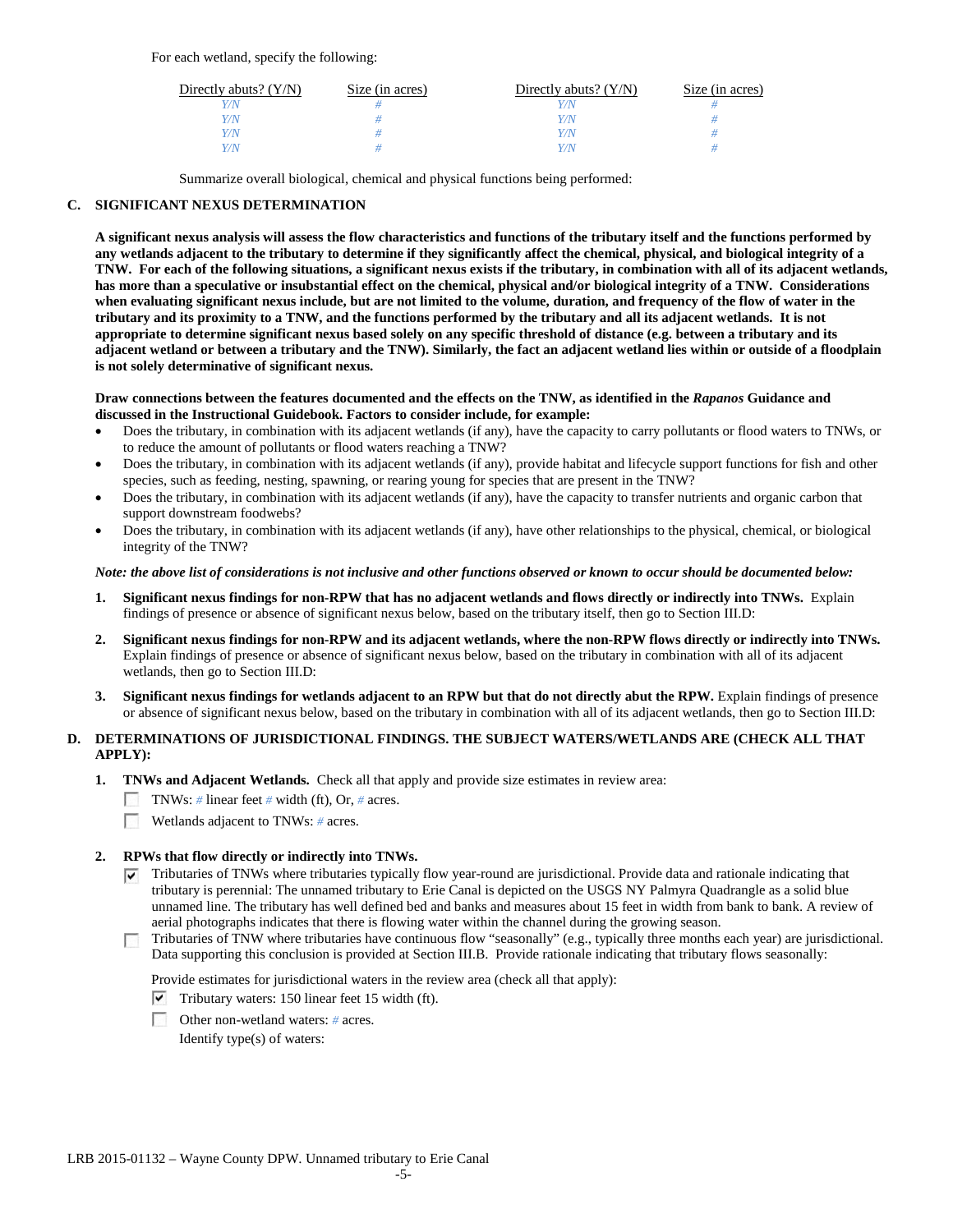For each wetland, specify the following:

| Directly abuts? (Y/N) | Size (in acres) | Directly abuts? (Y/N) | Size (in acres) |
|---|---|---|---|
| Y/N | # | Y/N | # |
| Y/N | # | Y/N | # |
| Y/N | # | Y/N | # |
| Y/N | # | Y/N | # |

Summarize overall biological, chemical and physical functions being performed:

### C. SIGNIFICANT NEXUS DETERMINATION

**A significant nexus analysis will assess the flow characteristics and functions of the tributary itself and the functions performed by any wetlands adjacent to the tributary to determine if they significantly affect the chemical, physical, and biological integrity of a TNW. For each of the following situations, a significant nexus exists if the tributary, in combination with all of its adjacent wetlands, has more than a speculative or insubstantial effect on the chemical, physical and/or biological integrity of a TNW. Considerations when evaluating significant nexus include, but are not limited to the volume, duration, and frequency of the flow of water in the tributary and its proximity to a TNW, and the functions performed by the tributary and all its adjacent wetlands. It is not appropriate to determine significant nexus based solely on any specific threshold of distance (e.g. between a tributary and its adjacent wetland or between a tributary and the TNW). Similarly, the fact an adjacent wetland lies within or outside of a floodplain is not solely determinative of significant nexus.**

**Draw connections between the features documented and the effects on the TNW, as identified in the *Rapanos* Guidance and discussed in the Instructional Guidebook. Factors to consider include, for example:**

- Does the tributary, in combination with its adjacent wetlands (if any), have the capacity to carry pollutants or flood waters to TNWs, or to reduce the amount of pollutants or flood waters reaching a TNW?
- Does the tributary, in combination with its adjacent wetlands (if any), provide habitat and lifecycle support functions for fish and other species, such as feeding, nesting, spawning, or rearing young for species that are present in the TNW?
- Does the tributary, in combination with its adjacent wetlands (if any), have the capacity to transfer nutrients and organic carbon that support downstream foodwebs?
- Does the tributary, in combination with its adjacent wetlands (if any), have other relationships to the physical, chemical, or biological integrity of the TNW?

*Note: the above list of considerations is not inclusive and other functions observed or known to occur should be documented below:*

1. **Significant nexus findings for non-RPW that has no adjacent wetlands and flows directly or indirectly into TNWs.** Explain findings of presence or absence of significant nexus below, based on the tributary itself, then go to Section III.D:

2. **Significant nexus findings for non-RPW and its adjacent wetlands, where the non-RPW flows directly or indirectly into TNWs.** Explain findings of presence or absence of significant nexus below, based on the tributary in combination with all of its adjacent wetlands, then go to Section III.D:

3. **Significant nexus findings for wetlands adjacent to an RPW but that do not directly abut the RPW.** Explain findings of presence or absence of significant nexus below, based on the tributary in combination with all of its adjacent wetlands, then go to Section III.D:

### D. DETERMINATIONS OF JURISDICTIONAL FINDINGS. THE SUBJECT WATERS/WETLANDS ARE (CHECK ALL THAT APPLY):

1. **TNWs and Adjacent Wetlands.** Check all that apply and provide size estimates in review area:
   - [ ] TNWs: # linear feet # width (ft), Or, # acres.
   - [ ] Wetlands adjacent to TNWs: # acres.

2. **RPWs that flow directly or indirectly into TNWs.**
   - [x] Tributaries of TNWs where tributaries typically flow year-round are jurisdictional. Provide data and rationale indicating that tributary is perennial: The unnamed tributary to Erie Canal is depicted on the USGS NY Palmyra Quadrangle as a solid blue unnamed line. The tributary has well defined bed and banks and measures about 15 feet in width from bank to bank. A review of aerial photographs indicates that there is flowing water within the channel during the growing season.
   - [ ] Tributaries of TNW where tributaries have continuous flow "seasonally" (e.g., typically three months each year) are jurisdictional. Data supporting this conclusion is provided at Section III.B. Provide rationale indicating that tributary flows seasonally:

   Provide estimates for jurisdictional waters in the review area (check all that apply):
   - [x] Tributary waters: 150 linear feet 15 width (ft).
   - [ ] Other non-wetland waters: # acres.
     Identify type(s) of waters: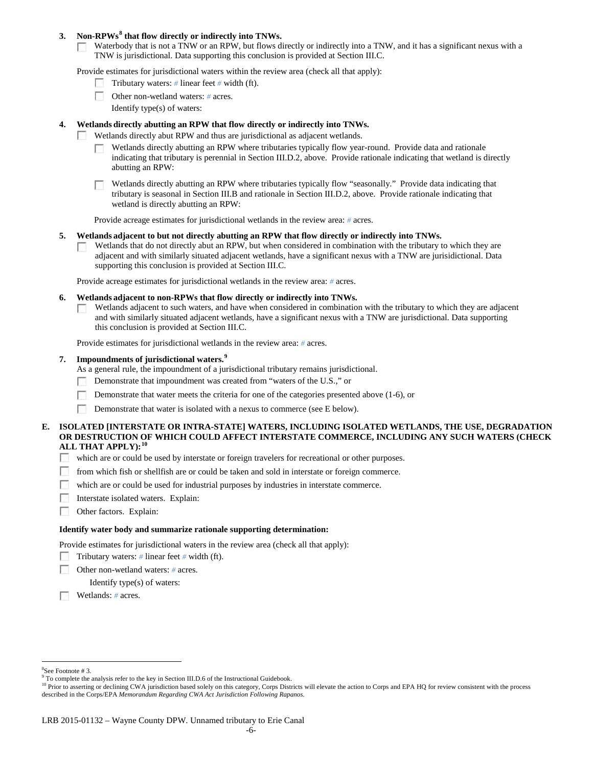**3. Non-RPWs[8] that flow directly or indirectly into TNWs.**

☐ Waterbody that is not a TNW or an RPW, but flows directly or indirectly into a TNW, and it has a significant nexus with a TNW is jurisdictional. Data supporting this conclusion is provided at Section III.C.

Provide estimates for jurisdictional waters within the review area (check all that apply):

☐ Tributary waters: # linear feet # width (ft).

☐ Other non-wetland waters: # acres.

Identify type(s) of waters:

**4. Wetlands directly abutting an RPW that flow directly or indirectly into TNWs.**

☐ Wetlands directly abut RPW and thus are jurisdictional as adjacent wetlands.

☐ Wetlands directly abutting an RPW where tributaries typically flow year-round. Provide data and rationale indicating that tributary is perennial in Section III.D.2, above. Provide rationale indicating that wetland is directly abutting an RPW:

☐ Wetlands directly abutting an RPW where tributaries typically flow "seasonally." Provide data indicating that tributary is seasonal in Section III.B and rationale in Section III.D.2, above. Provide rationale indicating that wetland is directly abutting an RPW:

Provide acreage estimates for jurisdictional wetlands in the review area: # acres.

**5. Wetlands adjacent to but not directly abutting an RPW that flow directly or indirectly into TNWs.**

☐ Wetlands that do not directly abut an RPW, but when considered in combination with the tributary to which they are adjacent and with similarly situated adjacent wetlands, have a significant nexus with a TNW are jurisidictional. Data supporting this conclusion is provided at Section III.C.

Provide acreage estimates for jurisdictional wetlands in the review area: # acres.

**6. Wetlands adjacent to non-RPWs that flow directly or indirectly into TNWs.**

☐ Wetlands adjacent to such waters, and have when considered in combination with the tributary to which they are adjacent and with similarly situated adjacent wetlands, have a significant nexus with a TNW are jurisdictional. Data supporting this conclusion is provided at Section III.C.

Provide estimates for jurisdictional wetlands in the review area: # acres.

**7. Impoundments of jurisdictional waters.[9]**

As a general rule, the impoundment of a jurisdictional tributary remains jurisdictional.

☐ Demonstrate that impoundment was created from "waters of the U.S.," or

☐ Demonstrate that water meets the criteria for one of the categories presented above (1-6), or

☐ Demonstrate that water is isolated with a nexus to commerce (see E below).

**E. ISOLATED [INTERSTATE OR INTRA-STATE] WATERS, INCLUDING ISOLATED WETLANDS, THE USE, DEGRADATION OR DESTRUCTION OF WHICH COULD AFFECT INTERSTATE COMMERCE, INCLUDING ANY SUCH WATERS (CHECK ALL THAT APPLY):[10]**

☐ which are or could be used by interstate or foreign travelers for recreational or other purposes.

☐ from which fish or shellfish are or could be taken and sold in interstate or foreign commerce.

☐ which are or could be used for industrial purposes by industries in interstate commerce.

☐ Interstate isolated waters. Explain:

☐ Other factors. Explain:

**Identify water body and summarize rationale supporting determination:**

Provide estimates for jurisdictional waters in the review area (check all that apply):

☐ Tributary waters: # linear feet # width (ft).

☐ Other non-wetland waters: # acres.

Identify type(s) of waters:

☐ Wetlands: # acres.

---

[8] See Footnote # 3.

[9] To complete the analysis refer to the key in Section III.D.6 of the Instructional Guidebook.

[10] Prior to asserting or declining CWA jurisdiction based solely on this category, Corps Districts will elevate the action to Corps and EPA HQ for review consistent with the process described in the Corps/EPA *Memorandum Regarding CWA Act Jurisdiction Following Rapanos.*

LRB 2015-01132 – Wayne County DPW. Unnamed tributary to Erie Canal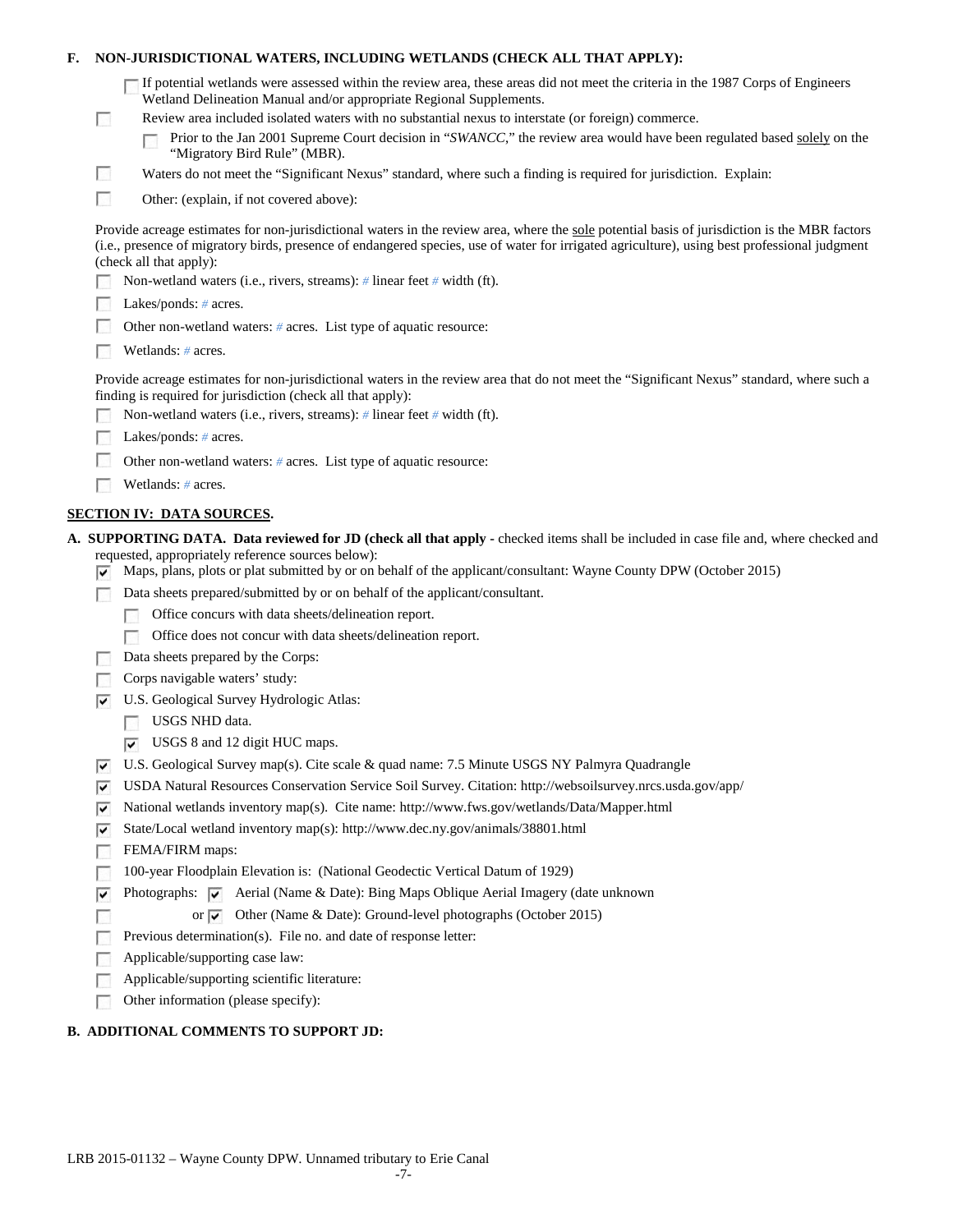**F. NON-JURISDICTIONAL WATERS, INCLUDING WETLANDS (CHECK ALL THAT APPLY):**

- ☐ If potential wetlands were assessed within the review area, these areas did not meet the criteria in the 1987 Corps of Engineers Wetland Delineation Manual and/or appropriate Regional Supplements.
- ☐ Review area included isolated waters with no substantial nexus to interstate (or foreign) commerce.
  - ☐ Prior to the Jan 2001 Supreme Court decision in "*SWANCC*," the review area would have been regulated based solely on the "Migratory Bird Rule" (MBR).
- ☐ Waters do not meet the "Significant Nexus" standard, where such a finding is required for jurisdiction. Explain:
- ☐ Other: (explain, if not covered above):

Provide acreage estimates for non-jurisdictional waters in the review area, where the sole potential basis of jurisdiction is the MBR factors (i.e., presence of migratory birds, presence of endangered species, use of water for irrigated agriculture), using best professional judgment (check all that apply):

- ☐ Non-wetland waters (i.e., rivers, streams): # linear feet # width (ft).
- ☐ Lakes/ponds: # acres.
- ☐ Other non-wetland waters: # acres. List type of aquatic resource:
- ☐ Wetlands: # acres.

Provide acreage estimates for non-jurisdictional waters in the review area that do not meet the "Significant Nexus" standard, where such a finding is required for jurisdiction (check all that apply):

- ☐ Non-wetland waters (i.e., rivers, streams): # linear feet # width (ft).
- ☐ Lakes/ponds: # acres.
- ☐ Other non-wetland waters: # acres. List type of aquatic resource:
- ☐ Wetlands: # acres.

## SECTION IV: DATA SOURCES.

**A. SUPPORTING DATA. Data reviewed for JD (check all that apply** - checked items shall be included in case file and, where checked and requested, appropriately reference sources below):

- ☑ Maps, plans, plots or plat submitted by or on behalf of the applicant/consultant: Wayne County DPW (October 2015)
- ☐ Data sheets prepared/submitted by or on behalf of the applicant/consultant.
  - ☐ Office concurs with data sheets/delineation report.
  - ☐ Office does not concur with data sheets/delineation report.
- ☐ Data sheets prepared by the Corps:
- ☐ Corps navigable waters' study:
- ☑ U.S. Geological Survey Hydrologic Atlas:
  - ☐ USGS NHD data.
  - ☑ USGS 8 and 12 digit HUC maps.
- ☑ U.S. Geological Survey map(s). Cite scale & quad name: 7.5 Minute USGS NY Palmyra Quadrangle
- ☑ USDA Natural Resources Conservation Service Soil Survey. Citation: http://websoilsurvey.nrcs.usda.gov/app/
- ☑ National wetlands inventory map(s). Cite name: http://www.fws.gov/wetlands/Data/Mapper.html
- ☑ State/Local wetland inventory map(s): http://www.dec.ny.gov/animals/38801.html
- ☐ FEMA/FIRM maps:
- ☐ 100-year Floodplain Elevation is: (National Geodectic Vertical Datum of 1929)
- ☑ Photographs: ☑ Aerial (Name & Date): Bing Maps Oblique Aerial Imagery (date unknown
  - or ☑ Other (Name & Date): Ground-level photographs (October 2015)
- ☐ Previous determination(s). File no. and date of response letter:
- ☐ Applicable/supporting case law:
- ☐ Applicable/supporting scientific literature:
- ☐ Other information (please specify):

**B. ADDITIONAL COMMENTS TO SUPPORT JD:**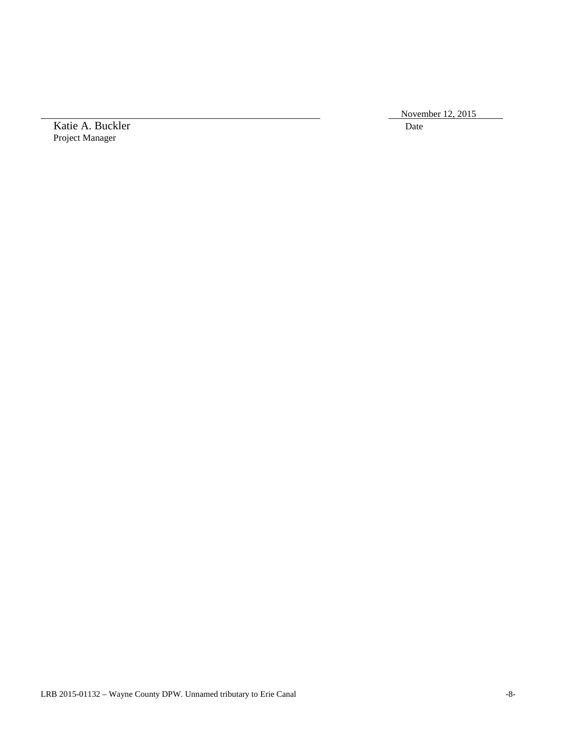Katie A. Buckler
Project Manager

November 12, 2015
Date